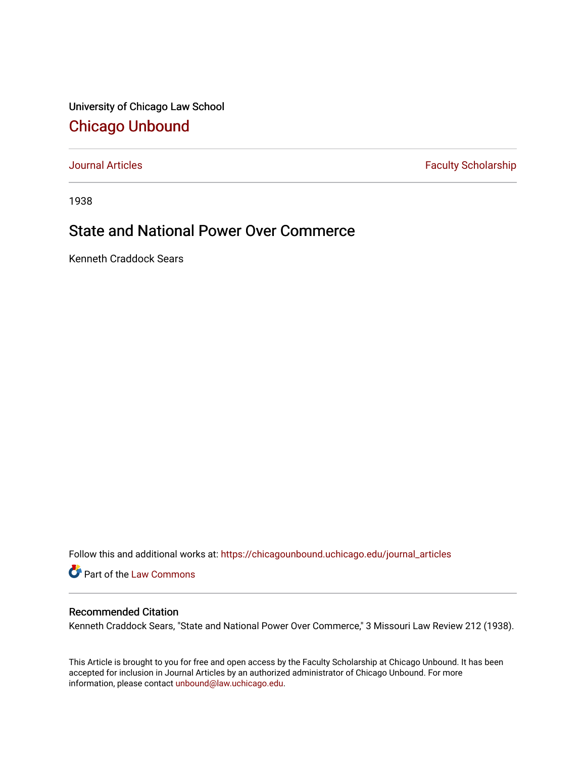University of Chicago Law School

# Chicago Unbound

Journal Articles | Faculty Scholarship

1938

## State and National Power Over Commerce

Kenneth Craddock Sears

Follow this and additional works at: https://chicagounbound.uchicago.edu/journal_articles

Part of the Law Commons

### Recommended Citation

Kenneth Craddock Sears, "State and National Power Over Commerce," 3 Missouri Law Review 212 (1938).

This Article is brought to you for free and open access by the Faculty Scholarship at Chicago Unbound. It has been accepted for inclusion in Journal Articles by an authorized administrator of Chicago Unbound. For more information, please contact unbound@law.uchicago.edu.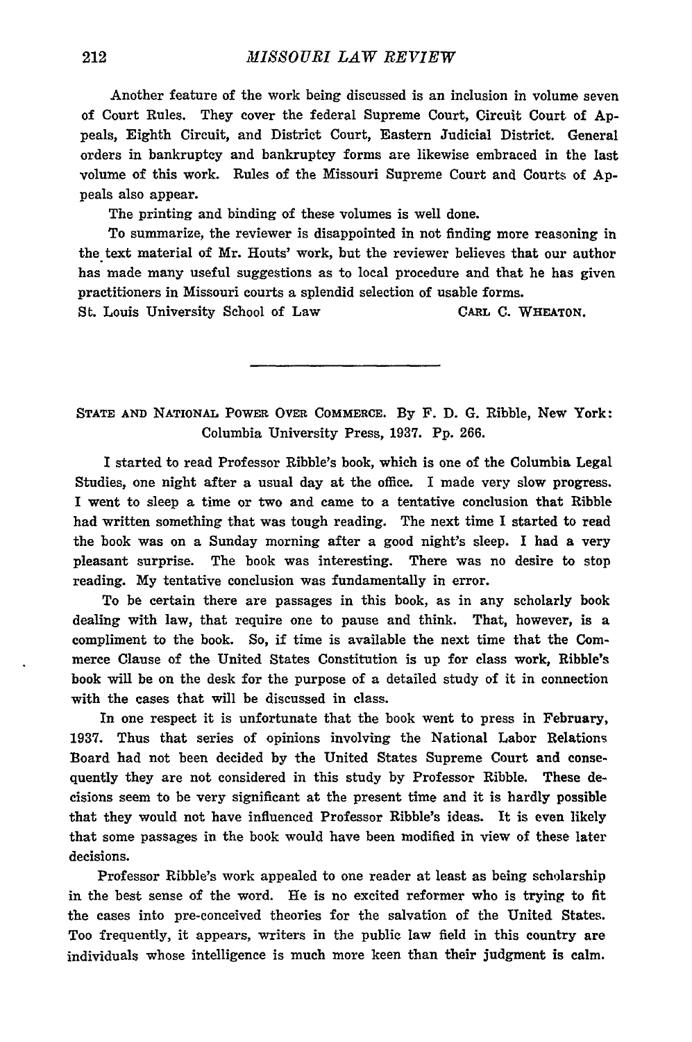Another feature of the work being discussed is an inclusion in volume seven of Court Rules. They cover the federal Supreme Court, Circuit Court of Appeals, Eighth Circuit, and District Court, Eastern Judicial District. General orders in bankruptcy and bankruptcy forms are likewise embraced in the last volume of this work. Rules of the Missouri Supreme Court and Courts of Appeals also appear.

The printing and binding of these volumes is well done.

To summarize, the reviewer is disappointed in not finding more reasoning in the text material of Mr. Houts' work, but the reviewer believes that our author has made many useful suggestions as to local procedure and that he has given practitioners in Missouri courts a splendid selection of usable forms.

St. Louis University School of Law — CARL C. WHEATON.

---

STATE AND NATIONAL POWER OVER COMMERCE. By F. D. G. Ribble, New York: Columbia University Press, 1937. Pp. 266.

I started to read Professor Ribble's book, which is one of the Columbia Legal Studies, one night after a usual day at the office. I made very slow progress. I went to sleep a time or two and came to a tentative conclusion that Ribble had written something that was tough reading. The next time I started to read the book was on a Sunday morning after a good night's sleep. I had a very pleasant surprise. The book was interesting. There was no desire to stop reading. My tentative conclusion was fundamentally in error.

To be certain there are passages in this book, as in any scholarly book dealing with law, that require one to pause and think. That, however, is a compliment to the book. So, if time is available the next time that the Commerce Clause of the United States Constitution is up for class work, Ribble's book will be on the desk for the purpose of a detailed study of it in connection with the cases that will be discussed in class.

In one respect it is unfortunate that the book went to press in February, 1937. Thus that series of opinions involving the National Labor Relations Board had not been decided by the United States Supreme Court and consequently they are not considered in this study by Professor Ribble. These decisions seem to be very significant at the present time and it is hardly possible that they would not have influenced Professor Ribble's ideas. It is even likely that some passages in the book would have been modified in view of these later decisions.

Professor Ribble's work appealed to one reader at least as being scholarship in the best sense of the word. He is no excited reformer who is trying to fit the cases into pre-conceived theories for the salvation of the United States. Too frequently, it appears, writers in the public law field in this country are individuals whose intelligence is much more keen than their judgment is calm.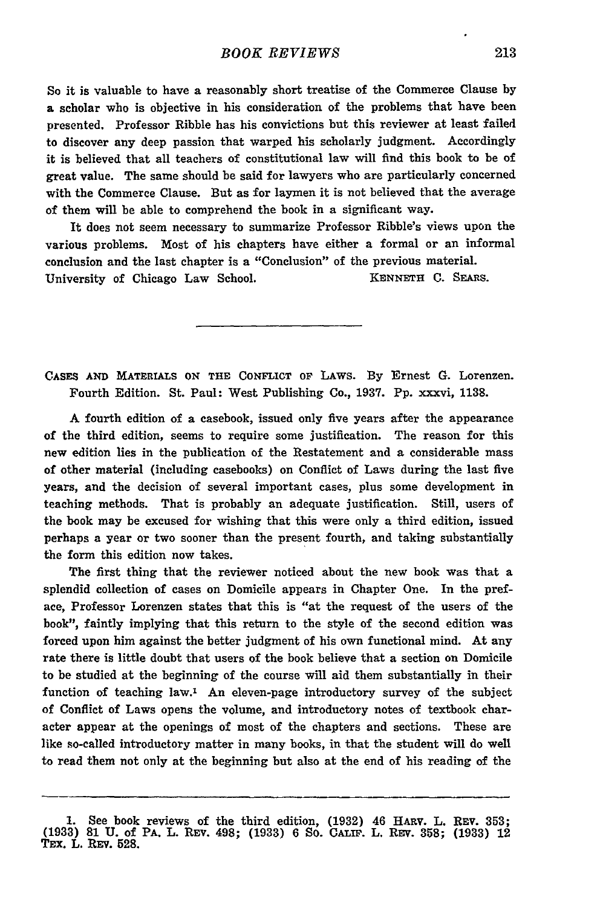So it is valuable to have a reasonably short treatise of the Commerce Clause by a scholar who is objective in his consideration of the problems that have been presented. Professor Ribble has his convictions but this reviewer at least failed to discover any deep passion that warped his scholarly judgment. Accordingly it is believed that all teachers of constitutional law will find this book to be of great value. The same should be said for lawyers who are particularly concerned with the Commerce Clause. But as for laymen it is not believed that the average of them will be able to comprehend the book in a significant way.

It does not seem necessary to summarize Professor Ribble's views upon the various problems. Most of his chapters have either a formal or an informal conclusion and the last chapter is a "Conclusion" of the previous material.

University of Chicago Law School. KENNETH C. SEARS.

---

CASES AND MATERIALS ON THE CONFLICT OF LAWS. By Ernest G. Lorenzen. Fourth Edition. St. Paul: West Publishing Co., 1937. Pp. xxxvi, 1138.

A fourth edition of a casebook, issued only five years after the appearance of the third edition, seems to require some justification. The reason for this new edition lies in the publication of the Restatement and a considerable mass of other material (including casebooks) on Conflict of Laws during the last five years, and the decision of several important cases, plus some development in teaching methods. That is probably an adequate justification. Still, users of the book may be excused for wishing that this were only a third edition, issued perhaps a year or two sooner than the present fourth, and taking substantially the form this edition now takes.

The first thing that the reviewer noticed about the new book was that a splendid collection of cases on Domicile appears in Chapter One. In the preface, Professor Lorenzen states that this is "at the request of the users of the book", faintly implying that this return to the style of the second edition was forced upon him against the better judgment of his own functional mind. At any rate there is little doubt that users of the book believe that a section on Domicile to be studied at the beginning of the course will aid them substantially in their function of teaching law.[1] An eleven-page introductory survey of the subject of Conflict of Laws opens the volume, and introductory notes of textbook character appear at the openings of most of the chapters and sections. These are like so-called introductory matter in many books, in that the student will do well to read them not only at the beginning but also at the end of his reading of the

---

1. See book reviews of the third edition, (1932) 46 HARV. L. REV. 353; (1933) 81 U. of PA. L. REV. 498; (1933) 6 SO. CALIF. L. REV. 358; (1933) 12 TEX. L. REV. 528.